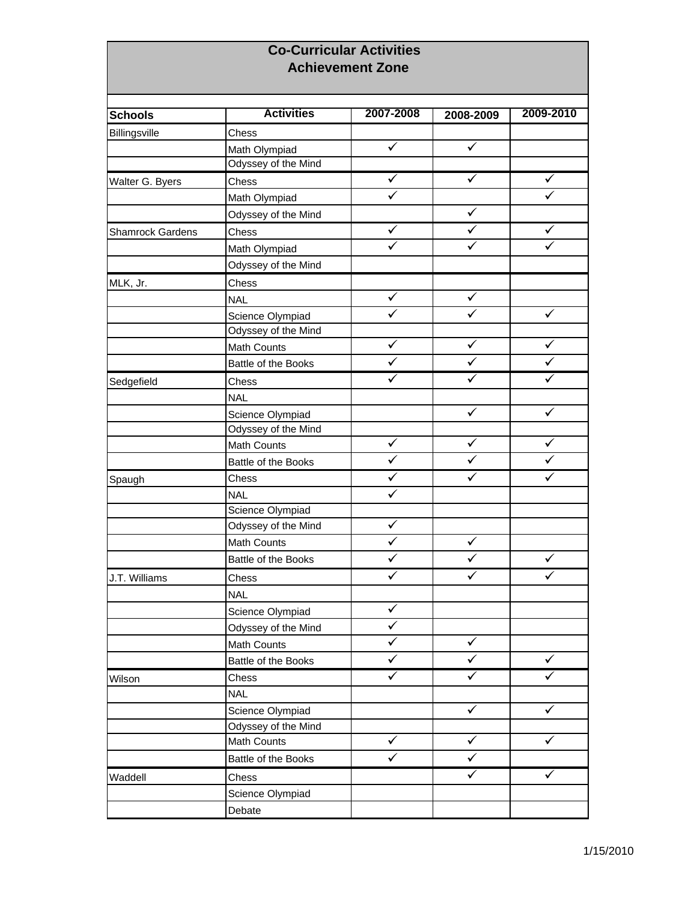# Co-Curricular Activities
## Achievement Zone

| Schools | Activities | 2007-2008 | 2008-2009 | 2009-2010 |
|---|---|---|---|---|
| Billingsville | Chess | | | |
| | Math Olympiad | ✓ | ✓ | |
| | Odyssey of the Mind | | | |
| Walter G. Byers | Chess | ✓ | ✓ | ✓ |
| | Math Olympiad | ✓ | | ✓ |
| | Odyssey of the Mind | | ✓ | |
| Shamrock Gardens | Chess | ✓ | ✓ | ✓ |
| | Math Olympiad | ✓ | ✓ | ✓ |
| | Odyssey of the Mind | | | |
| MLK, Jr. | Chess | | | |
| | NAL | ✓ | ✓ | |
| | Science Olympiad | ✓ | ✓ | ✓ |
| | Odyssey of the Mind | | | |
| | Math Counts | ✓ | ✓ | ✓ |
| | Battle of the Books | ✓ | ✓ | ✓ |
| Sedgefield | Chess | ✓ | ✓ | ✓ |
| | NAL | | | |
| | Science Olympiad | | ✓ | ✓ |
| | Odyssey of the Mind | | | |
| | Math Counts | ✓ | ✓ | ✓ |
| | Battle of the Books | ✓ | ✓ | ✓ |
| Spaugh | Chess | ✓ | ✓ | ✓ |
| | NAL | ✓ | | |
| | Science Olympiad | | | |
| | Odyssey of the Mind | ✓ | | |
| | Math Counts | ✓ | ✓ | |
| | Battle of the Books | ✓ | ✓ | ✓ |
| J.T. Williams | Chess | ✓ | ✓ | ✓ |
| | NAL | | | |
| | Science Olympiad | ✓ | | |
| | Odyssey of the Mind | ✓ | | |
| | Math Counts | ✓ | ✓ | |
| | Battle of the Books | ✓ | ✓ | ✓ |
| Wilson | Chess | ✓ | ✓ | ✓ |
| | NAL | | | |
| | Science Olympiad | | ✓ | ✓ |
| | Odyssey of the Mind | | | |
| | Math Counts | ✓ | ✓ | ✓ |
| | Battle of the Books | ✓ | ✓ | |
| Waddell | Chess | | ✓ | ✓ |
| | Science Olympiad | | | |
| | Debate | | | |

1/15/2010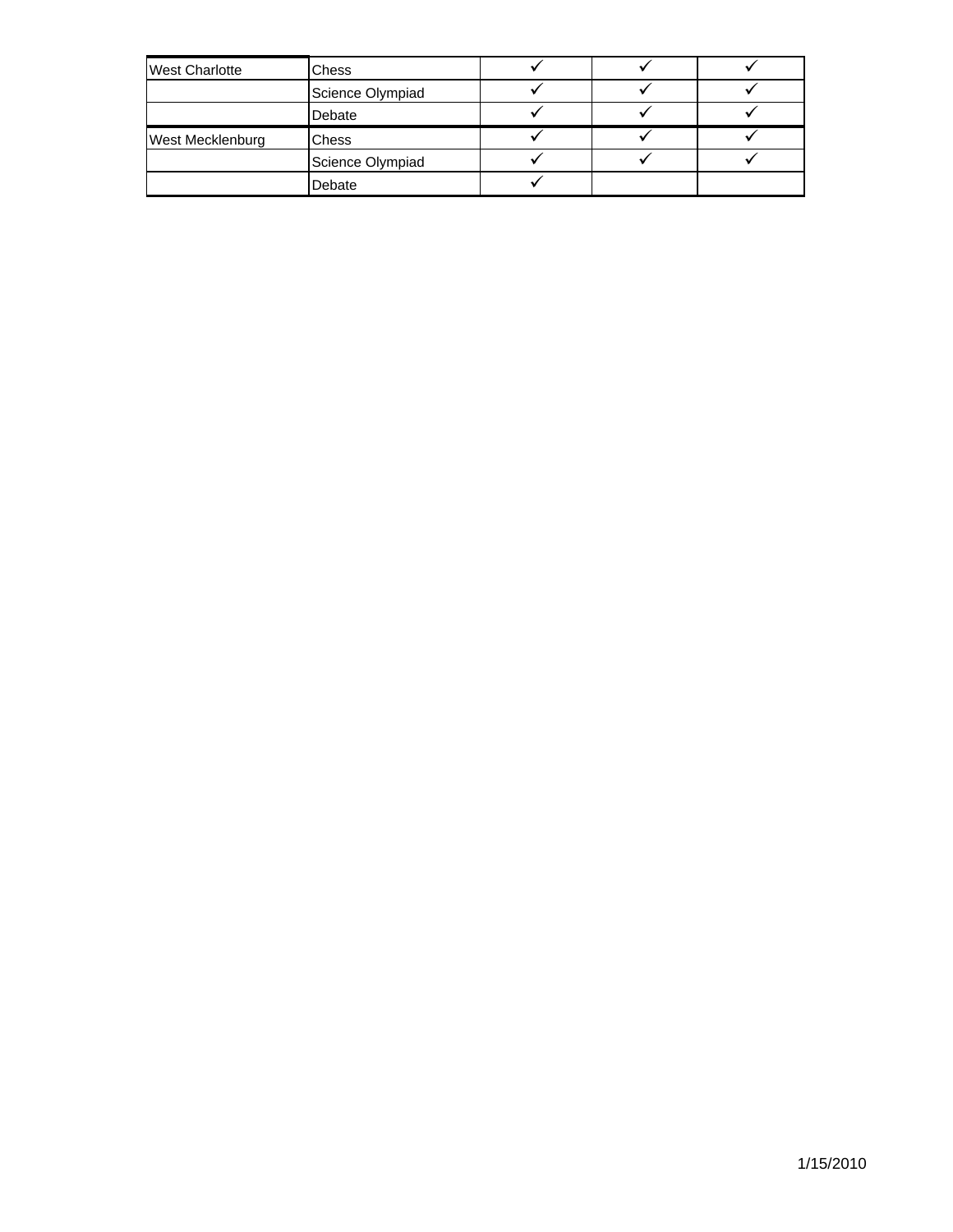| | | | | |
|---|---|---|---|---|
| West Charlotte | Chess | ✓ | ✓ | ✓ |
| | Science Olympiad | ✓ | ✓ | ✓ |
| | Debate | ✓ | ✓ | ✓ |
| West Mecklenburg | Chess | ✓ | ✓ | ✓ |
| | Science Olympiad | ✓ | ✓ | ✓ |
| | Debate | ✓ | | |

1/15/2010